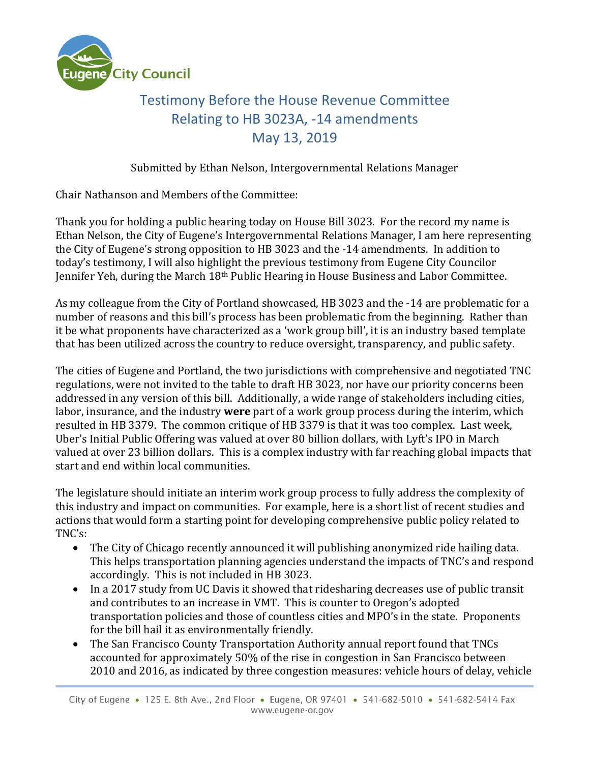Eugene City Council

# Testimony Before the House Revenue Committee
# Relating to HB 3023A, -14 amendments
# May 13, 2019

Submitted by Ethan Nelson, Intergovernmental Relations Manager

Chair Nathanson and Members of the Committee:

Thank you for holding a public hearing today on House Bill 3023. For the record my name is Ethan Nelson, the City of Eugene's Intergovernmental Relations Manager, I am here representing the City of Eugene's strong opposition to HB 3023 and the -14 amendments. In addition to today's testimony, I will also highlight the previous testimony from Eugene City Councilor Jennifer Yeh, during the March 18th Public Hearing in House Business and Labor Committee.

As my colleague from the City of Portland showcased, HB 3023 and the -14 are problematic for a number of reasons and this bill's process has been problematic from the beginning. Rather than it be what proponents have characterized as a 'work group bill', it is an industry based template that has been utilized across the country to reduce oversight, transparency, and public safety.

The cities of Eugene and Portland, the two jurisdictions with comprehensive and negotiated TNC regulations, were not invited to the table to draft HB 3023, nor have our priority concerns been addressed in any version of this bill. Additionally, a wide range of stakeholders including cities, labor, insurance, and the industry **were** part of a work group process during the interim, which resulted in HB 3379. The common critique of HB 3379 is that it was too complex. Last week, Uber's Initial Public Offering was valued at over 80 billion dollars, with Lyft's IPO in March valued at over 23 billion dollars. This is a complex industry with far reaching global impacts that start and end within local communities.

The legislature should initiate an interim work group process to fully address the complexity of this industry and impact on communities. For example, here is a short list of recent studies and actions that would form a starting point for developing comprehensive public policy related to TNC's:

- The City of Chicago recently announced it will publishing anonymized ride hailing data. This helps transportation planning agencies understand the impacts of TNC's and respond accordingly. This is not included in HB 3023.
- In a 2017 study from UC Davis it showed that ridesharing decreases use of public transit and contributes to an increase in VMT. This is counter to Oregon's adopted transportation policies and those of countless cities and MPO's in the state. Proponents for the bill hail it as environmentally friendly.
- The San Francisco County Transportation Authority annual report found that TNCs accounted for approximately 50% of the rise in congestion in San Francisco between 2010 and 2016, as indicated by three congestion measures: vehicle hours of delay, vehicle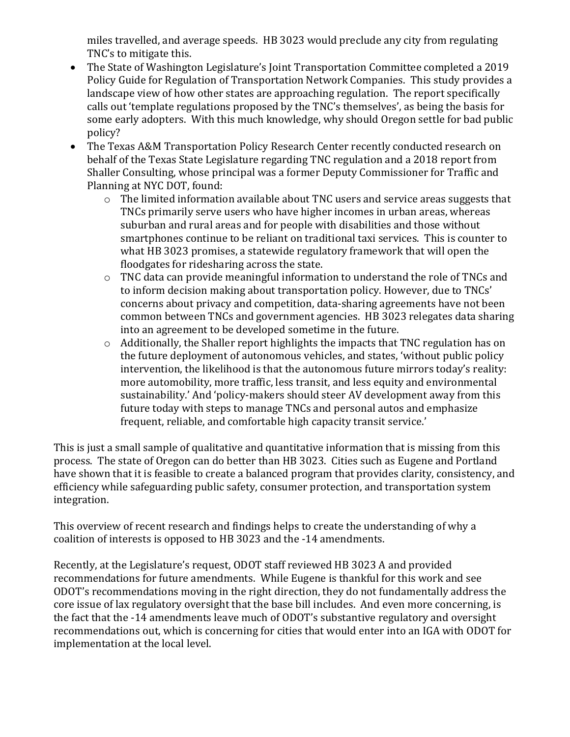miles travelled, and average speeds. HB 3023 would preclude any city from regulating TNC's to mitigate this.

- The State of Washington Legislature's Joint Transportation Committee completed a 2019 Policy Guide for Regulation of Transportation Network Companies. This study provides a landscape view of how other states are approaching regulation. The report specifically calls out 'template regulations proposed by the TNC's themselves', as being the basis for some early adopters. With this much knowledge, why should Oregon settle for bad public policy?
- The Texas A&M Transportation Policy Research Center recently conducted research on behalf of the Texas State Legislature regarding TNC regulation and a 2018 report from Shaller Consulting, whose principal was a former Deputy Commissioner for Traffic and Planning at NYC DOT, found:
  - The limited information available about TNC users and service areas suggests that TNCs primarily serve users who have higher incomes in urban areas, whereas suburban and rural areas and for people with disabilities and those without smartphones continue to be reliant on traditional taxi services. This is counter to what HB 3023 promises, a statewide regulatory framework that will open the floodgates for ridesharing across the state.
  - TNC data can provide meaningful information to understand the role of TNCs and to inform decision making about transportation policy. However, due to TNCs' concerns about privacy and competition, data-sharing agreements have not been common between TNCs and government agencies. HB 3023 relegates data sharing into an agreement to be developed sometime in the future.
  - Additionally, the Shaller report highlights the impacts that TNC regulation has on the future deployment of autonomous vehicles, and states, 'without public policy intervention, the likelihood is that the autonomous future mirrors today's reality: more automobility, more traffic, less transit, and less equity and environmental sustainability.' And 'policy-makers should steer AV development away from this future today with steps to manage TNCs and personal autos and emphasize frequent, reliable, and comfortable high capacity transit service.'

This is just a small sample of qualitative and quantitative information that is missing from this process. The state of Oregon can do better than HB 3023. Cities such as Eugene and Portland have shown that it is feasible to create a balanced program that provides clarity, consistency, and efficiency while safeguarding public safety, consumer protection, and transportation system integration.

This overview of recent research and findings helps to create the understanding of why a coalition of interests is opposed to HB 3023 and the -14 amendments.

Recently, at the Legislature's request, ODOT staff reviewed HB 3023 A and provided recommendations for future amendments. While Eugene is thankful for this work and see ODOT's recommendations moving in the right direction, they do not fundamentally address the core issue of lax regulatory oversight that the base bill includes. And even more concerning, is the fact that the -14 amendments leave much of ODOT's substantive regulatory and oversight recommendations out, which is concerning for cities that would enter into an IGA with ODOT for implementation at the local level.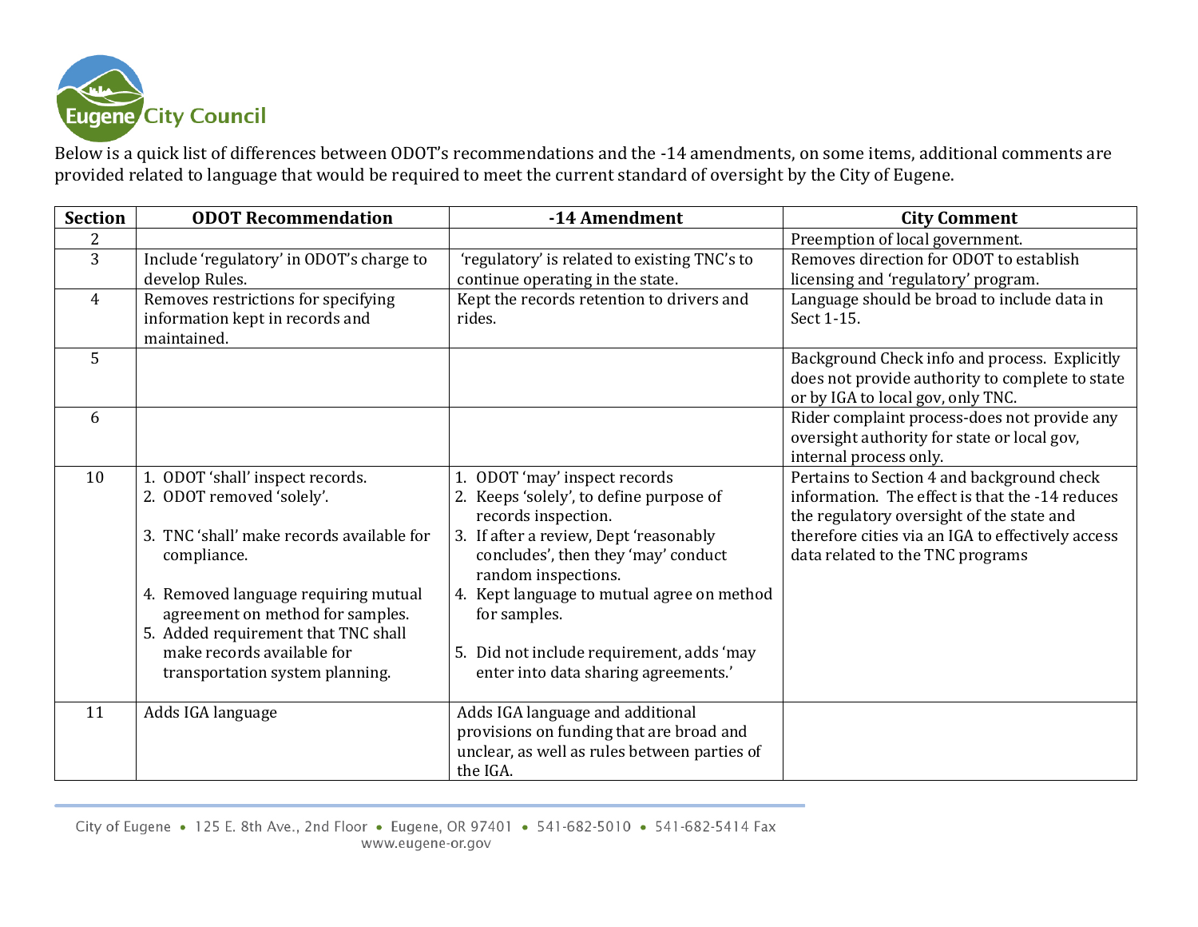Eugene City Council

Below is a quick list of differences between ODOT's recommendations and the -14 amendments, on some items, additional comments are provided related to language that would be required to meet the current standard of oversight by the City of Eugene.

| Section | ODOT Recommendation | -14 Amendment | City Comment |
|---|---|---|---|
| 2 | | | Preemption of local government. |
| 3 | Include 'regulatory' in ODOT's charge to develop Rules. | 'regulatory' is related to existing TNC's to continue operating in the state. | Removes direction for ODOT to establish licensing and 'regulatory' program. |
| 4 | Removes restrictions for specifying information kept in records and maintained. | Kept the records retention to drivers and rides. | Language should be broad to include data in Sect 1-15. |
| 5 | | | Background Check info and process. Explicitly does not provide authority to complete to state or by IGA to local gov, only TNC. |
| 6 | | | Rider complaint process-does not provide any oversight authority for state or local gov, internal process only. |
| 10 | 1. ODOT 'shall' inspect records.<br>2. ODOT removed 'solely'.<br>3. TNC 'shall' make records available for compliance.<br>4. Removed language requiring mutual agreement on method for samples.<br>5. Added requirement that TNC shall make records available for transportation system planning. | 1. ODOT 'may' inspect records<br>2. Keeps 'solely', to define purpose of records inspection.<br>3. If after a review, Dept 'reasonably concludes', then they 'may' conduct random inspections.<br>4. Kept language to mutual agree on method for samples.<br>5. Did not include requirement, adds 'may enter into data sharing agreements.' | Pertains to Section 4 and background check information. The effect is that the -14 reduces the regulatory oversight of the state and therefore cities via an IGA to effectively access data related to the TNC programs |
| 11 | Adds IGA language | Adds IGA language and additional provisions on funding that are broad and unclear, as well as rules between parties of the IGA. | |

City of Eugene • 125 E. 8th Ave., 2nd Floor • Eugene, OR 97401 • 541-682-5010 • 541-682-5414 Fax
www.eugene-or.gov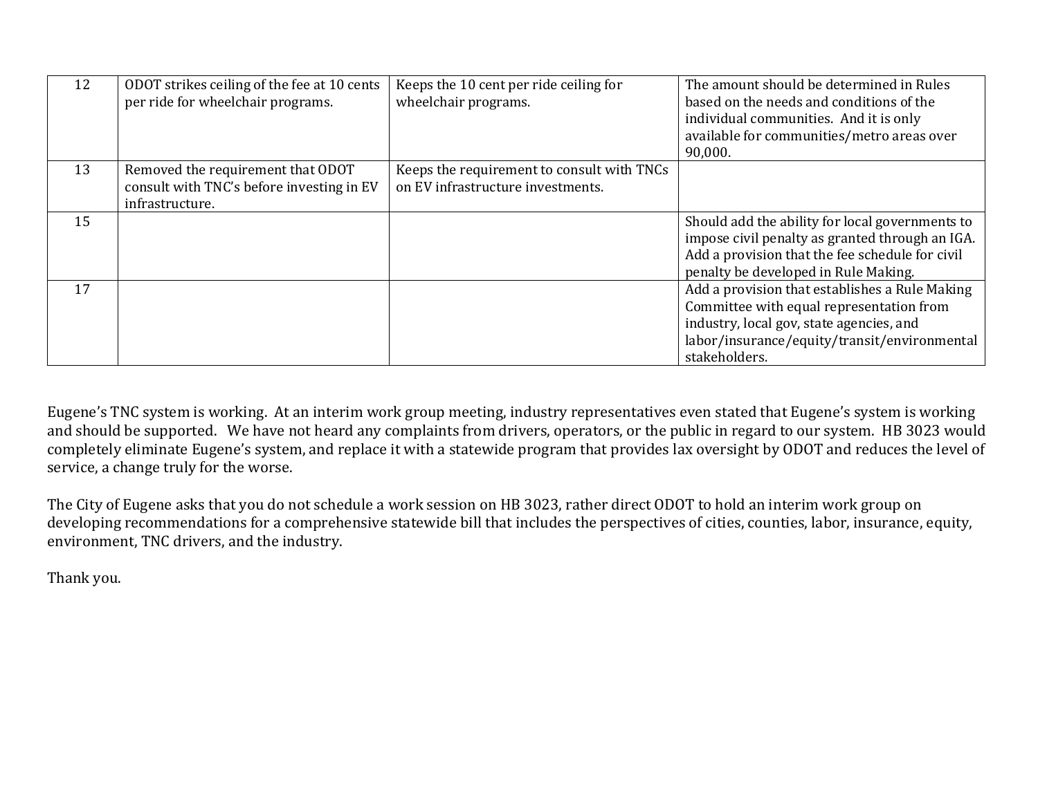| | | | |
|---|---|---|---|
| 12 | ODOT strikes ceiling of the fee at 10 cents per ride for wheelchair programs. | Keeps the 10 cent per ride ceiling for wheelchair programs. | The amount should be determined in Rules based on the needs and conditions of the individual communities. And it is only available for communities/metro areas over 90,000. |
| 13 | Removed the requirement that ODOT consult with TNC's before investing in EV infrastructure. | Keeps the requirement to consult with TNCs on EV infrastructure investments. | |
| 15 | | | Should add the ability for local governments to impose civil penalty as granted through an IGA. Add a provision that the fee schedule for civil penalty be developed in Rule Making. |
| 17 | | | Add a provision that establishes a Rule Making Committee with equal representation from industry, local gov, state agencies, and labor/insurance/equity/transit/environmental stakeholders. |

Eugene's TNC system is working. At an interim work group meeting, industry representatives even stated that Eugene's system is working and should be supported. We have not heard any complaints from drivers, operators, or the public in regard to our system. HB 3023 would completely eliminate Eugene's system, and replace it with a statewide program that provides lax oversight by ODOT and reduces the level of service, a change truly for the worse.

The City of Eugene asks that you do not schedule a work session on HB 3023, rather direct ODOT to hold an interim work group on developing recommendations for a comprehensive statewide bill that includes the perspectives of cities, counties, labor, insurance, equity, environment, TNC drivers, and the industry.

Thank you.